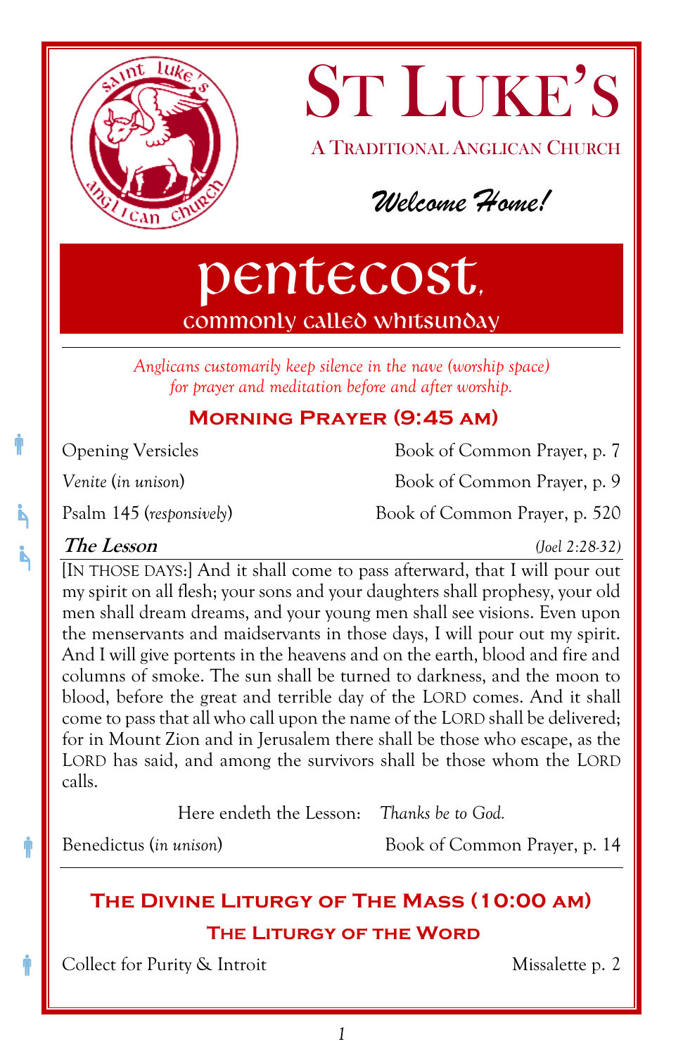# St Luke's

A Traditional Anglican Church

*Welcome Home!*

# pentecost,

## commonly called whitsunday

*Anglicans customarily keep silence in the nave (worship space) for prayer and meditation before and after worship.*

## Morning Prayer (9:45 am)

| | |
|---|---|
| Opening Versicles | Book of Common Prayer, p. 7 |
| *Venite* (*in unison*) | Book of Common Prayer, p. 9 |
| Psalm 145 (*responsively*) | Book of Common Prayer, p. 520 |

***The Lesson*** *(Joel 2:28-32)*

[IN THOSE DAYS:] And it shall come to pass afterward, that I will pour out my spirit on all flesh; your sons and your daughters shall prophesy, your old men shall dream dreams, and your young men shall see visions. Even upon the menservants and maidservants in those days, I will pour out my spirit. And I will give portents in the heavens and on the earth, blood and fire and columns of smoke. The sun shall be turned to darkness, and the moon to blood, before the great and terrible day of the LORD comes. And it shall come to pass that all who call upon the name of the LORD shall be delivered; for in Mount Zion and in Jerusalem there shall be those who escape, as the LORD has said, and among the survivors shall be those whom the LORD calls.

Here endeth the Lesson: *Thanks be to God.*

| | |
|---|---|
| Benedictus (*in unison*) | Book of Common Prayer, p. 14 |

## The Divine Liturgy of The Mass (10:00 am)

### The Liturgy of the Word

| | |
|---|---|
| Collect for Purity & Introit | Missalette p. 2 |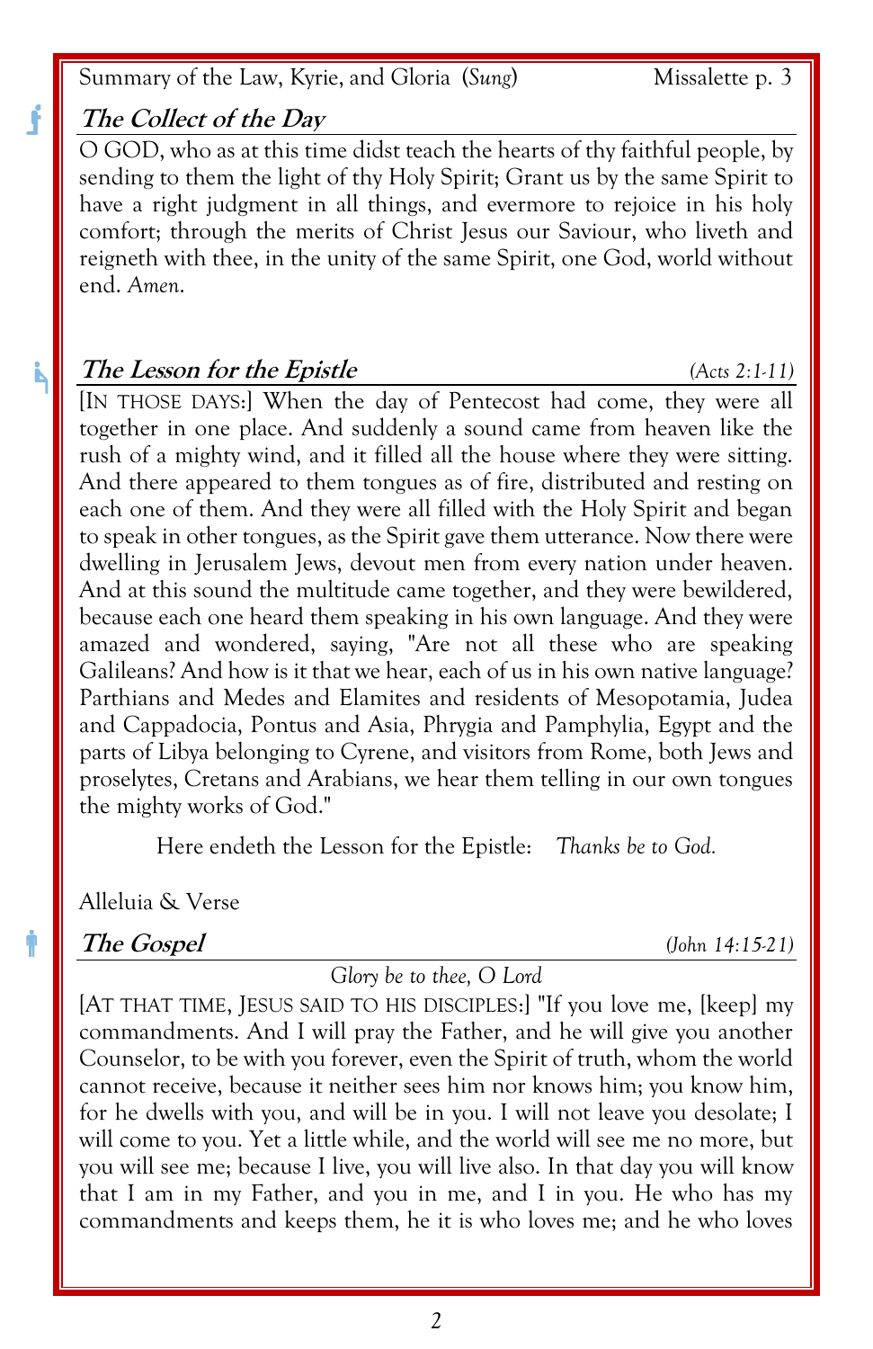Summary of the Law, Kyrie, and Gloria (*Sung*) Missalette p. 3

### *The Collect of the Day*

O GOD, who as at this time didst teach the hearts of thy faithful people, by sending to them the light of thy Holy Spirit; Grant us by the same Spirit to have a right judgment in all things, and evermore to rejoice in his holy comfort; through the merits of Christ Jesus our Saviour, who liveth and reigneth with thee, in the unity of the same Spirit, one God, world without end. *Amen.*

### *The Lesson for the Epistle* *(Acts 2:1-11)*

[IN THOSE DAYS:] When the day of Pentecost had come, they were all together in one place. And suddenly a sound came from heaven like the rush of a mighty wind, and it filled all the house where they were sitting. And there appeared to them tongues as of fire, distributed and resting on each one of them. And they were all filled with the Holy Spirit and began to speak in other tongues, as the Spirit gave them utterance. Now there were dwelling in Jerusalem Jews, devout men from every nation under heaven. And at this sound the multitude came together, and they were bewildered, because each one heard them speaking in his own language. And they were amazed and wondered, saying, "Are not all these who are speaking Galileans? And how is it that we hear, each of us in his own native language? Parthians and Medes and Elamites and residents of Mesopotamia, Judea and Cappadocia, Pontus and Asia, Phrygia and Pamphylia, Egypt and the parts of Libya belonging to Cyrene, and visitors from Rome, both Jews and proselytes, Cretans and Arabians, we hear them telling in our own tongues the mighty works of God."

Here endeth the Lesson for the Epistle: *Thanks be to God.*

Alleluia & Verse

### *The Gospel* *(John 14:15-21)*

*Glory be to thee, O Lord*

[AT THAT TIME, JESUS SAID TO HIS DISCIPLES:] "If you love me, [keep] my commandments. And I will pray the Father, and he will give you another Counselor, to be with you forever, even the Spirit of truth, whom the world cannot receive, because it neither sees him nor knows him; you know him, for he dwells with you, and will be in you. I will not leave you desolate; I will come to you. Yet a little while, and the world will see me no more, but you will see me; because I live, you will live also. In that day you will know that I am in my Father, and you in me, and I in you. He who has my commandments and keeps them, he it is who loves me; and he who loves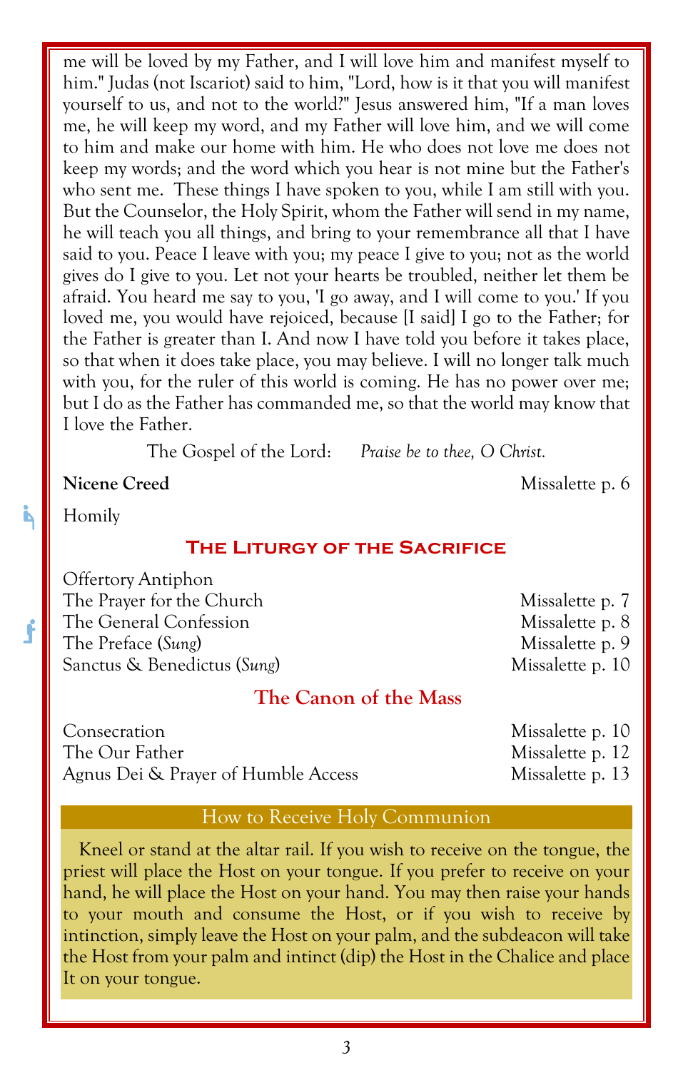me will be loved by my Father, and I will love him and manifest myself to him." Judas (not Iscariot) said to him, "Lord, how is it that you will manifest yourself to us, and not to the world?" Jesus answered him, "If a man loves me, he will keep my word, and my Father will love him, and we will come to him and make our home with him. He who does not love me does not keep my words; and the word which you hear is not mine but the Father's who sent me. These things I have spoken to you, while I am still with you. But the Counselor, the Holy Spirit, whom the Father will send in my name, he will teach you all things, and bring to your remembrance all that I have said to you. Peace I leave with you; my peace I give to you; not as the world gives do I give to you. Let not your hearts be troubled, neither let them be afraid. You heard me say to you, 'I go away, and I will come to you.' If you loved me, you would have rejoiced, because [I said] I go to the Father; for the Father is greater than I. And now I have told you before it takes place, so that when it does take place, you may believe. I will no longer talk much with you, for the ruler of this world is coming. He has no power over me; but I do as the Father has commanded me, so that the world may know that I love the Father.

The Gospel of the Lord: *Praise be to thee, O Christ.*

**Nicene Creed** — Missalette p. 6

Homily

## The Liturgy of the Sacrifice

Offertory Antiphon
The Prayer for the Church — Missalette p. 7
The General Confession — Missalette p. 8
The Preface (*Sung*) — Missalette p. 9
Sanctus & Benedictus (*Sung*) — Missalette p. 10

## The Canon of the Mass

Consecration — Missalette p. 10
The Our Father — Missalette p. 12
Agnus Dei & Prayer of Humble Access — Missalette p. 13

### How to Receive Holy Communion

Kneel or stand at the altar rail. If you wish to receive on the tongue, the priest will place the Host on your tongue. If you prefer to receive on your hand, he will place the Host on your hand. You may then raise your hands to your mouth and consume the Host, or if you wish to receive by intinction, simply leave the Host on your palm, and the subdeacon will take the Host from your palm and intinct (dip) the Host in the Chalice and place It on your tongue.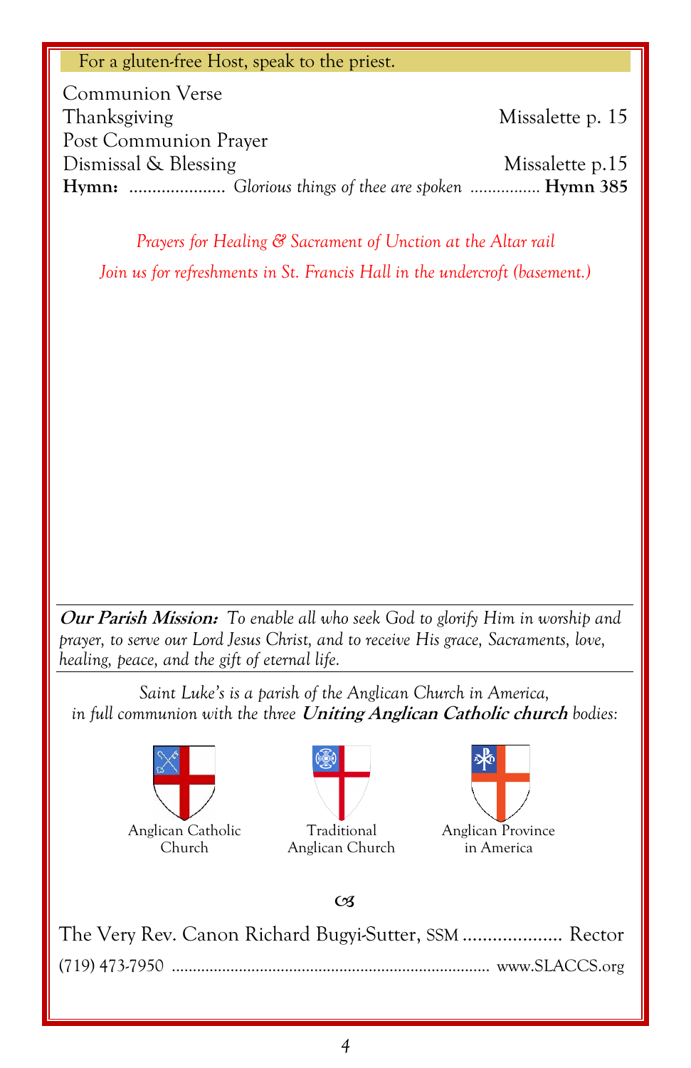For a gluten-free Host, speak to the priest.

Communion Verse
Thanksgiving Missalette p. 15
Post Communion Prayer
Dismissal & Blessing Missalette p.15
**Hymn:** ..................... *Glorious things of thee are spoken* ................ **Hymn 385**

*Prayers for Healing & Sacrament of Unction at the Altar rail*

*Join us for refreshments in St. Francis Hall in the undercroft (basement.)*

***Our Parish Mission:*** *To enable all who seek God to glorify Him in worship and prayer, to serve our Lord Jesus Christ, and to receive His grace, Sacraments, love, healing, peace, and the gift of eternal life.*

*Saint Luke's is a parish of the Anglican Church in America, in full communion with the three* ***Uniting Anglican Catholic church*** *bodies:*

Anglican Catholic Church

Traditional Anglican Church

Anglican Province in America

ꟹ

The Very Rev. Canon Richard Bugyi-Sutter, SSM .................... Rector

(719) 473-7950 .......................................................................... www.SLACCS.org